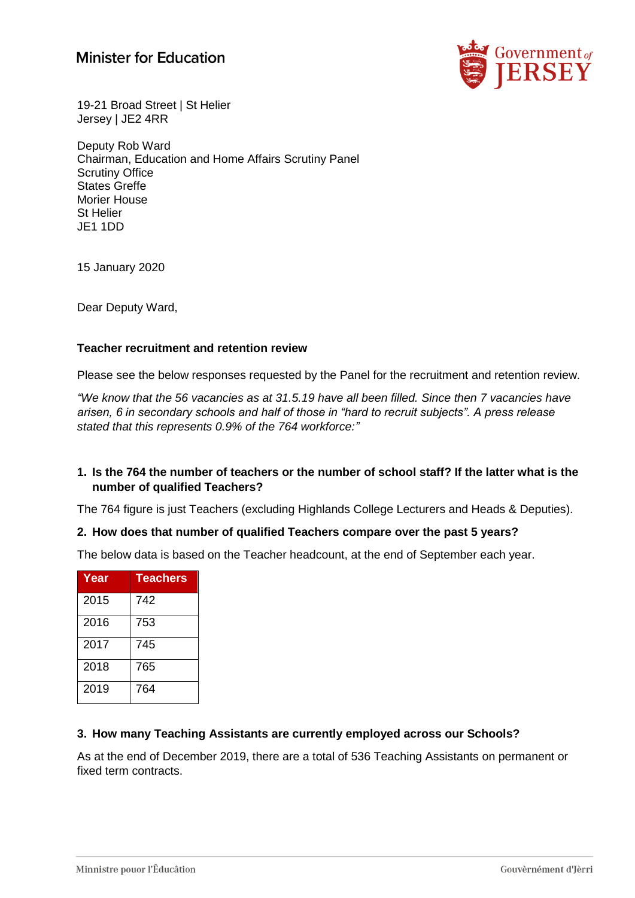# Minister for Education

19-21 Broad Street | St Helier
Jersey | JE2 4RR

Deputy Rob Ward
Chairman, Education and Home Affairs Scrutiny Panel
Scrutiny Office
States Greffe
Morier House
St Helier
JE1 1DD

15 January 2020

Dear Deputy Ward,

**Teacher recruitment and retention review**

Please see the below responses requested by the Panel for the recruitment and retention review.

*"We know that the 56 vacancies as at 31.5.19 have all been filled. Since then 7 vacancies have arisen, 6 in secondary schools and half of those in "hard to recruit subjects". A press release stated that this represents 0.9% of the 764 workforce:"*

**1. Is the 764 the number of teachers or the number of school staff? If the latter what is the number of qualified Teachers?**

The 764 figure is just Teachers (excluding Highlands College Lecturers and Heads & Deputies).

**2. How does that number of qualified Teachers compare over the past 5 years?**

The below data is based on the Teacher headcount, at the end of September each year.

| Year | Teachers |
|---|---|
| 2015 | 742 |
| 2016 | 753 |
| 2017 | 745 |
| 2018 | 765 |
| 2019 | 764 |

**3. How many Teaching Assistants are currently employed across our Schools?**

As at the end of December 2019, there are a total of 536 Teaching Assistants on permanent or fixed term contracts.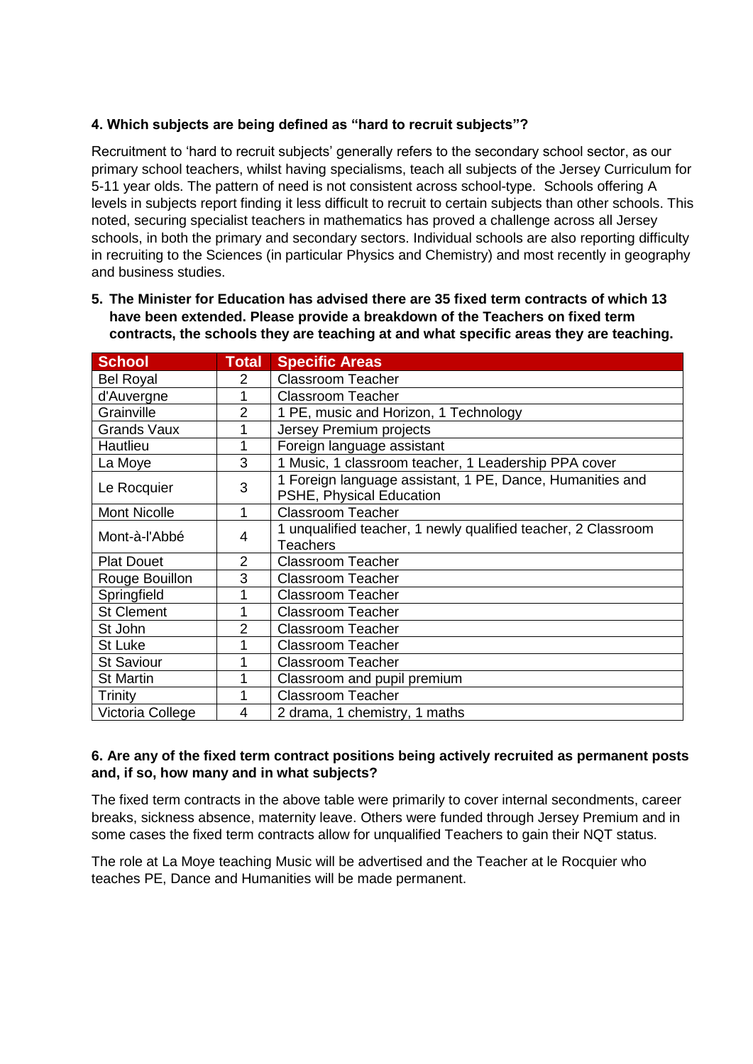**4. Which subjects are being defined as "hard to recruit subjects"?**

Recruitment to 'hard to recruit subjects' generally refers to the secondary school sector, as our primary school teachers, whilst having specialisms, teach all subjects of the Jersey Curriculum for 5-11 year olds. The pattern of need is not consistent across school-type. Schools offering A levels in subjects report finding it less difficult to recruit to certain subjects than other schools. This noted, securing specialist teachers in mathematics has proved a challenge across all Jersey schools, in both the primary and secondary sectors. Individual schools are also reporting difficulty in recruiting to the Sciences (in particular Physics and Chemistry) and most recently in geography and business studies.

**5. The Minister for Education has advised there are 35 fixed term contracts of which 13 have been extended. Please provide a breakdown of the Teachers on fixed term contracts, the schools they are teaching at and what specific areas they are teaching.**

| School | Total | Specific Areas |
|---|---|---|
| Bel Royal | 2 | Classroom Teacher |
| d'Auvergne | 1 | Classroom Teacher |
| Grainville | 2 | 1 PE, music and Horizon, 1 Technology |
| Grands Vaux | 1 | Jersey Premium projects |
| Hautlieu | 1 | Foreign language assistant |
| La Moye | 3 | 1 Music, 1 classroom teacher, 1 Leadership PPA cover |
| Le Rocquier | 3 | 1 Foreign language assistant, 1 PE, Dance, Humanities and PSHE, Physical Education |
| Mont Nicolle | 1 | Classroom Teacher |
| Mont-à-l'Abbé | 4 | 1 unqualified teacher, 1 newly qualified teacher, 2 Classroom Teachers |
| Plat Douet | 2 | Classroom Teacher |
| Rouge Bouillon | 3 | Classroom Teacher |
| Springfield | 1 | Classroom Teacher |
| St Clement | 1 | Classroom Teacher |
| St John | 2 | Classroom Teacher |
| St Luke | 1 | Classroom Teacher |
| St Saviour | 1 | Classroom Teacher |
| St Martin | 1 | Classroom and pupil premium |
| Trinity | 1 | Classroom Teacher |
| Victoria College | 4 | 2 drama, 1 chemistry, 1 maths |

**6. Are any of the fixed term contract positions being actively recruited as permanent posts and, if so, how many and in what subjects?**

The fixed term contracts in the above table were primarily to cover internal secondments, career breaks, sickness absence, maternity leave. Others were funded through Jersey Premium and in some cases the fixed term contracts allow for unqualified Teachers to gain their NQT status.

The role at La Moye teaching Music will be advertised and the Teacher at le Rocquier who teaches PE, Dance and Humanities will be made permanent.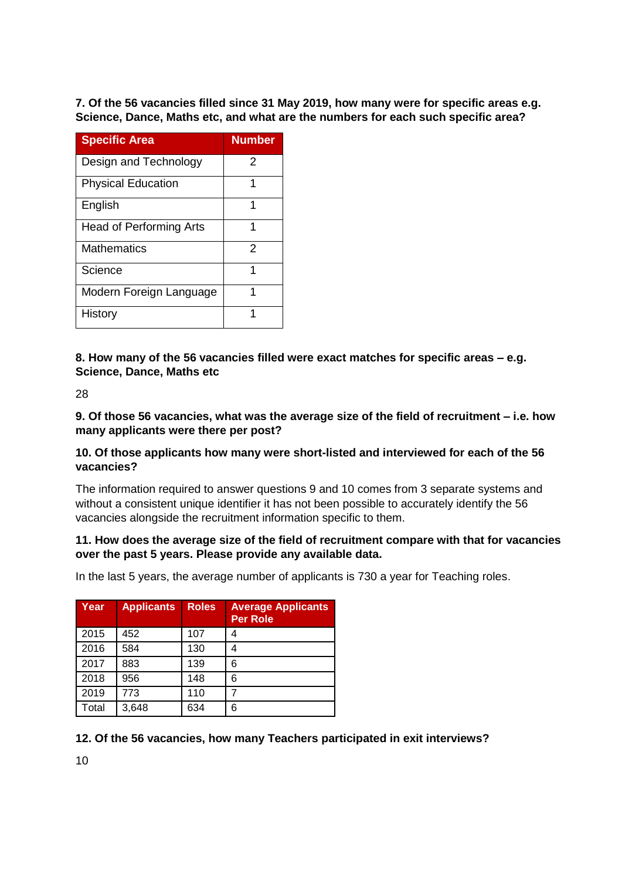**7. Of the 56 vacancies filled since 31 May 2019, how many were for specific areas e.g. Science, Dance, Maths etc, and what are the numbers for each such specific area?**

| Specific Area | Number |
|---|---|
| Design and Technology | 2 |
| Physical Education | 1 |
| English | 1 |
| Head of Performing Arts | 1 |
| Mathematics | 2 |
| Science | 1 |
| Modern Foreign Language | 1 |
| History | 1 |

**8. How many of the 56 vacancies filled were exact matches for specific areas – e.g. Science, Dance, Maths etc**

28

**9. Of those 56 vacancies, what was the average size of the field of recruitment – i.e. how many applicants were there per post?**

**10. Of those applicants how many were short-listed and interviewed for each of the 56 vacancies?**

The information required to answer questions 9 and 10 comes from 3 separate systems and without a consistent unique identifier it has not been possible to accurately identify the 56 vacancies alongside the recruitment information specific to them.

**11. How does the average size of the field of recruitment compare with that for vacancies over the past 5 years. Please provide any available data.**

In the last 5 years, the average number of applicants is 730 a year for Teaching roles.

| Year | Applicants | Roles | Average Applicants Per Role |
|---|---|---|---|
| 2015 | 452 | 107 | 4 |
| 2016 | 584 | 130 | 4 |
| 2017 | 883 | 139 | 6 |
| 2018 | 956 | 148 | 6 |
| 2019 | 773 | 110 | 7 |
| Total | 3,648 | 634 | 6 |

**12. Of the 56 vacancies, how many Teachers participated in exit interviews?**

10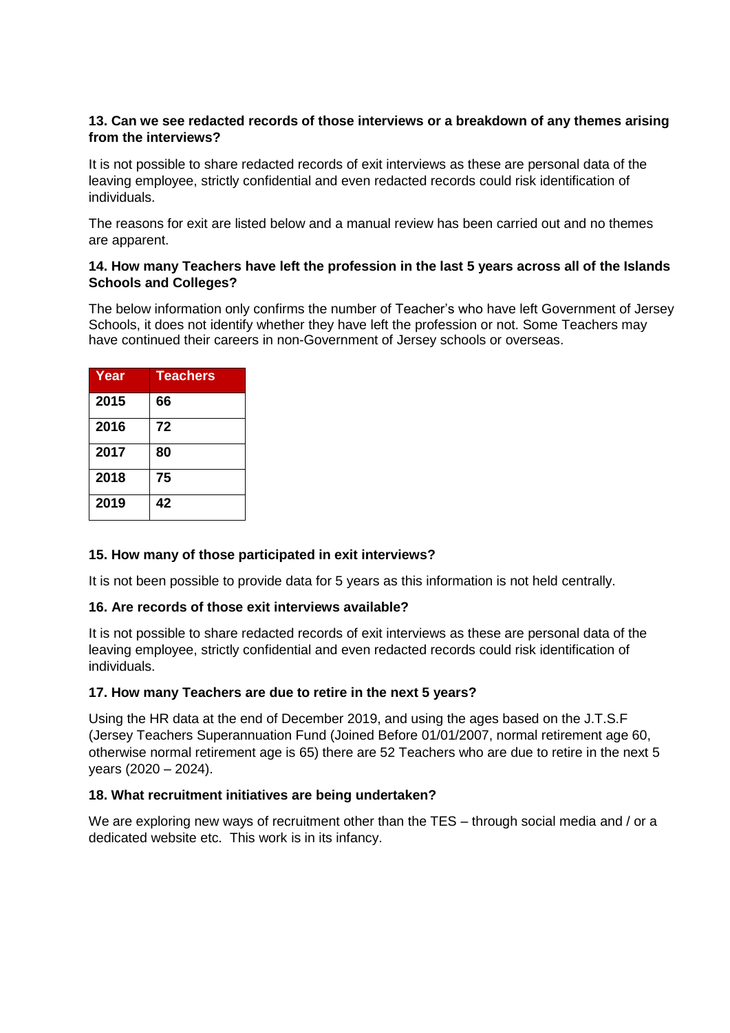**13. Can we see redacted records of those interviews or a breakdown of any themes arising from the interviews?**

It is not possible to share redacted records of exit interviews as these are personal data of the leaving employee, strictly confidential and even redacted records could risk identification of individuals.

The reasons for exit are listed below and a manual review has been carried out and no themes are apparent.

**14. How many Teachers have left the profession in the last 5 years across all of the Islands Schools and Colleges?**

The below information only confirms the number of Teacher's who have left Government of Jersey Schools, it does not identify whether they have left the profession or not. Some Teachers may have continued their careers in non-Government of Jersey schools or overseas.

| Year | Teachers |
|---|---|
| **2015** | **66** |
| **2016** | **72** |
| **2017** | **80** |
| **2018** | **75** |
| **2019** | **42** |

**15. How many of those participated in exit interviews?**

It is not been possible to provide data for 5 years as this information is not held centrally.

**16. Are records of those exit interviews available?**

It is not possible to share redacted records of exit interviews as these are personal data of the leaving employee, strictly confidential and even redacted records could risk identification of individuals.

**17. How many Teachers are due to retire in the next 5 years?**

Using the HR data at the end of December 2019, and using the ages based on the J.T.S.F (Jersey Teachers Superannuation Fund (Joined Before 01/01/2007, normal retirement age 60, otherwise normal retirement age is 65) there are 52 Teachers who are due to retire in the next 5 years (2020 – 2024).

**18. What recruitment initiatives are being undertaken?**

We are exploring new ways of recruitment other than the TES – through social media and / or a dedicated website etc. This work is in its infancy.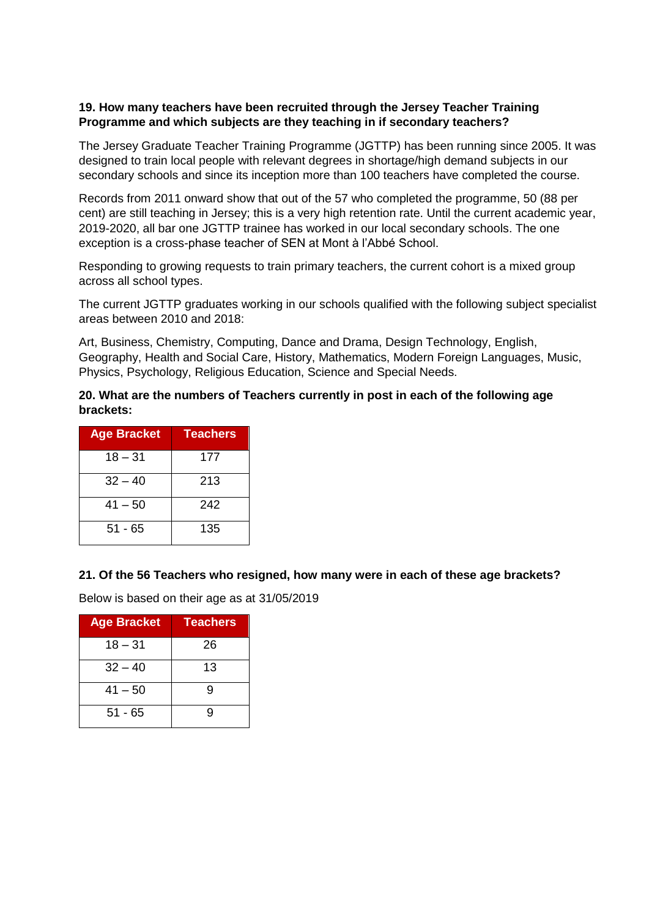**19. How many teachers have been recruited through the Jersey Teacher Training Programme and which subjects are they teaching in if secondary teachers?**

The Jersey Graduate Teacher Training Programme (JGTTP) has been running since 2005. It was designed to train local people with relevant degrees in shortage/high demand subjects in our secondary schools and since its inception more than 100 teachers have completed the course.

Records from 2011 onward show that out of the 57 who completed the programme, 50 (88 per cent) are still teaching in Jersey; this is a very high retention rate. Until the current academic year, 2019-2020, all bar one JGTTP trainee has worked in our local secondary schools. The one exception is a cross-phase teacher of SEN at Mont à l'Abbé School.

Responding to growing requests to train primary teachers, the current cohort is a mixed group across all school types.

The current JGTTP graduates working in our schools qualified with the following subject specialist areas between 2010 and 2018:

Art, Business, Chemistry, Computing, Dance and Drama, Design Technology, English, Geography, Health and Social Care, History, Mathematics, Modern Foreign Languages, Music, Physics, Psychology, Religious Education, Science and Special Needs.

**20. What are the numbers of Teachers currently in post in each of the following age brackets:**

| Age Bracket | Teachers |
|---|---|
| 18 – 31 | 177 |
| 32 – 40 | 213 |
| 41 – 50 | 242 |
| 51 - 65 | 135 |

**21. Of the 56 Teachers who resigned, how many were in each of these age brackets?**

Below is based on their age as at 31/05/2019

| Age Bracket | Teachers |
|---|---|
| 18 – 31 | 26 |
| 32 – 40 | 13 |
| 41 – 50 | 9 |
| 51 - 65 | 9 |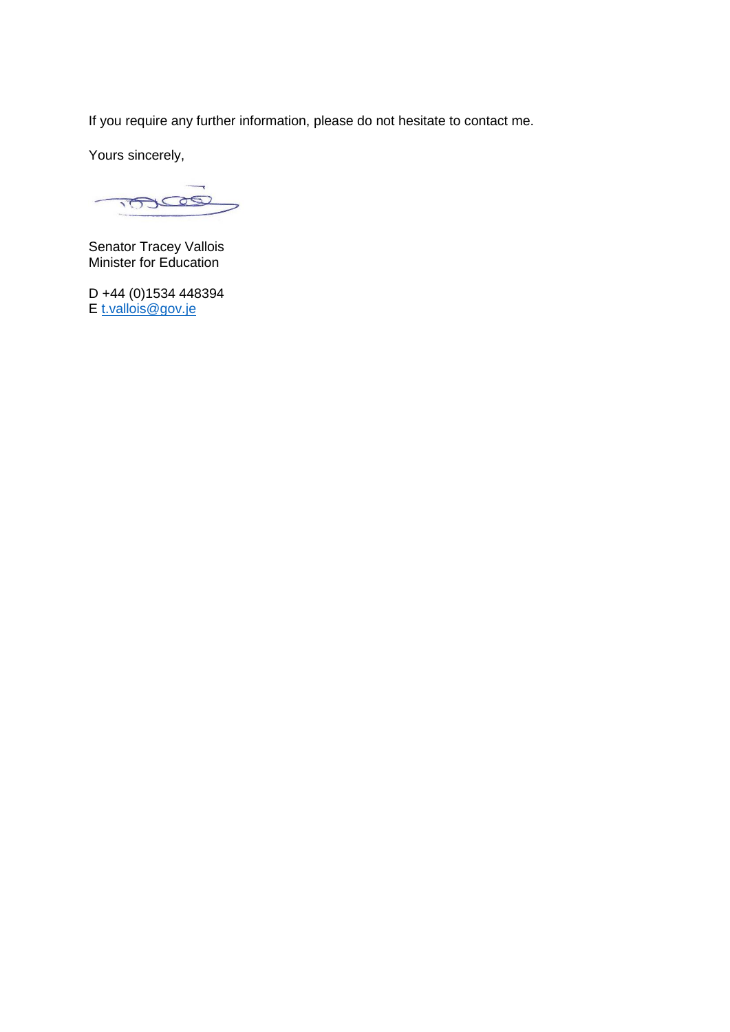If you require any further information, please do not hesitate to contact me.

Yours sincerely,

Senator Tracey Vallois
Minister for Education

D +44 (0)1534 448394
E t.vallois@gov.je